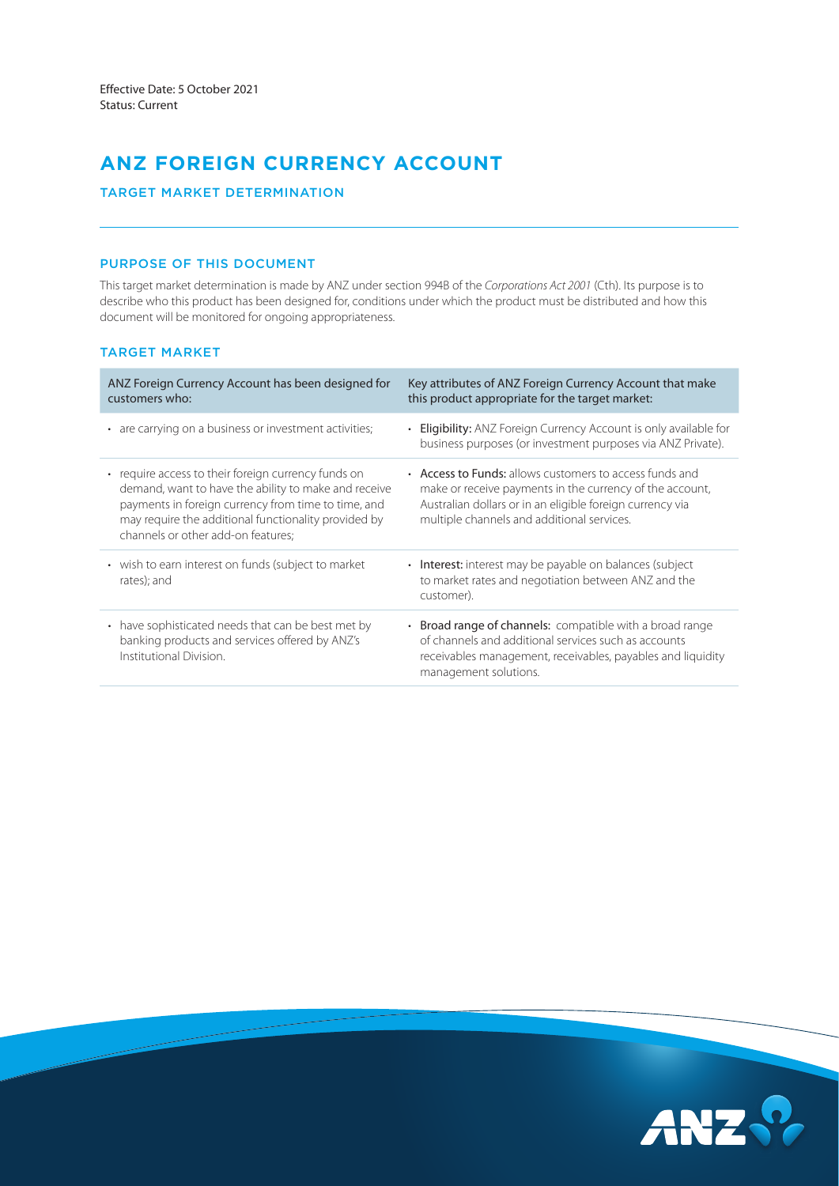Effective Date: 5 October 2021
Status: Current

# ANZ FOREIGN CURRENCY ACCOUNT

## TARGET MARKET DETERMINATION

### PURPOSE OF THIS DOCUMENT

This target market determination is made by ANZ under section 994B of the *Corporations Act 2001* (Cth). Its purpose is to describe who this product has been designed for, conditions under which the product must be distributed and how this document will be monitored for ongoing appropriateness.

### TARGET MARKET

| ANZ Foreign Currency Account has been designed for customers who: | Key attributes of ANZ Foreign Currency Account that make this product appropriate for the target market: |
|---|---|
| • are carrying on a business or investment activities; | • **Eligibility:** ANZ Foreign Currency Account is only available for business purposes (or investment purposes via ANZ Private). |
| • require access to their foreign currency funds on demand, want to have the ability to make and receive payments in foreign currency from time to time, and may require the additional functionality provided by channels or other add-on features; | • **Access to Funds:** allows customers to access funds and make or receive payments in the currency of the account, Australian dollars or in an eligible foreign currency via multiple channels and additional services. |
| • wish to earn interest on funds (subject to market rates); and | • **Interest:** interest may be payable on balances (subject to market rates and negotiation between ANZ and the customer). |
| • have sophisticated needs that can be best met by banking products and services offered by ANZ's Institutional Division. | • **Broad range of channels:** compatible with a broad range of channels and additional services such as accounts receivables management, receivables, payables and liquidity management solutions. |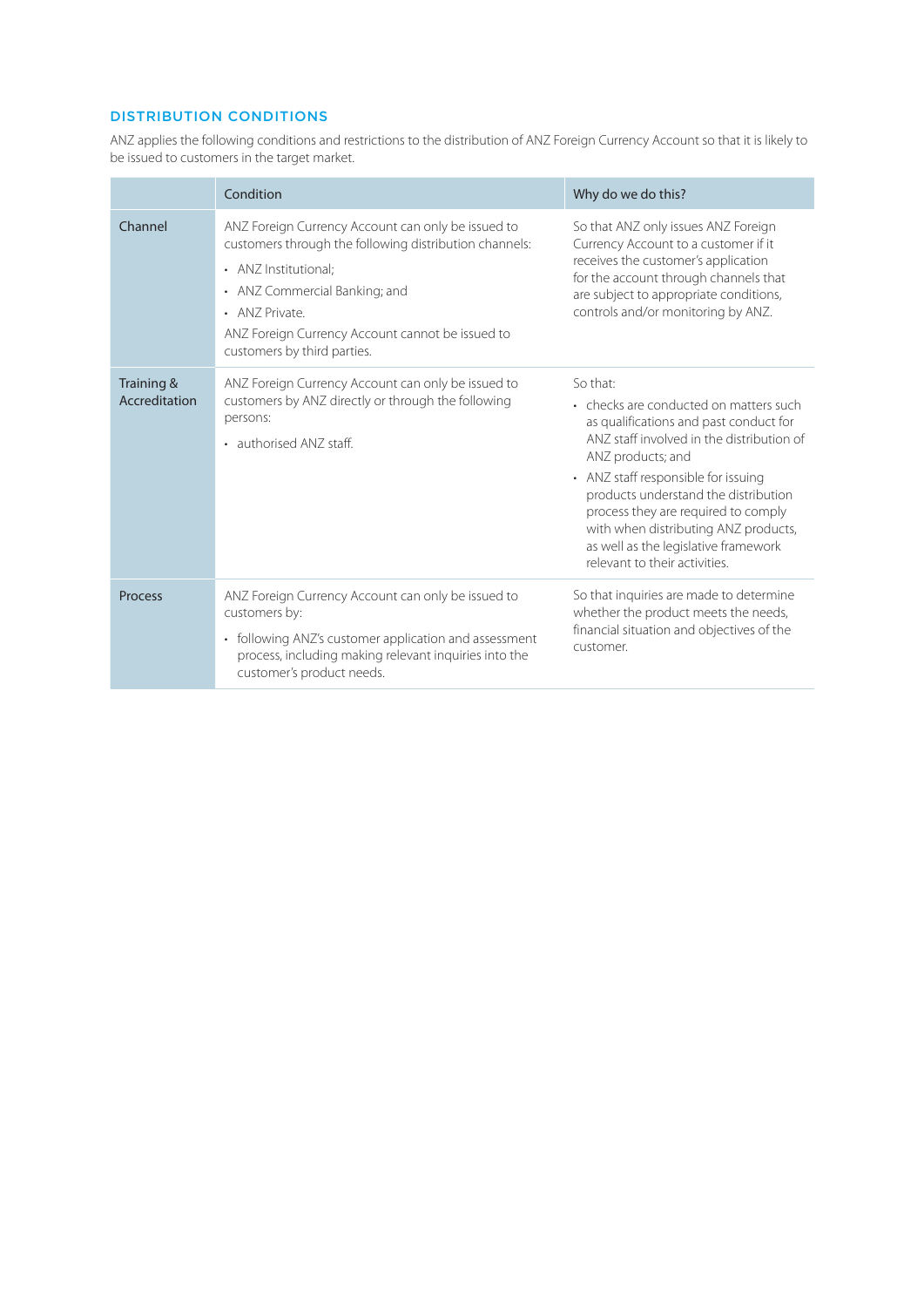## DISTRIBUTION CONDITIONS

ANZ applies the following conditions and restrictions to the distribution of ANZ Foreign Currency Account so that it is likely to be issued to customers in the target market.

| | Condition | Why do we do this? |
|---|---|---|
| Channel | ANZ Foreign Currency Account can only be issued to customers through the following distribution channels:<br>• ANZ Institutional;<br>• ANZ Commercial Banking; and<br>• ANZ Private.<br>ANZ Foreign Currency Account cannot be issued to customers by third parties. | So that ANZ only issues ANZ Foreign Currency Account to a customer if it receives the customer's application for the account through channels that are subject to appropriate conditions, controls and/or monitoring by ANZ. |
| Training & Accreditation | ANZ Foreign Currency Account can only be issued to customers by ANZ directly or through the following persons:<br>• authorised ANZ staff. | So that:<br>• checks are conducted on matters such as qualifications and past conduct for ANZ staff involved in the distribution of ANZ products; and<br>• ANZ staff responsible for issuing products understand the distribution process they are required to comply with when distributing ANZ products, as well as the legislative framework relevant to their activities. |
| Process | ANZ Foreign Currency Account can only be issued to customers by:<br>• following ANZ's customer application and assessment process, including making relevant inquiries into the customer's product needs. | So that inquiries are made to determine whether the product meets the needs, financial situation and objectives of the customer. |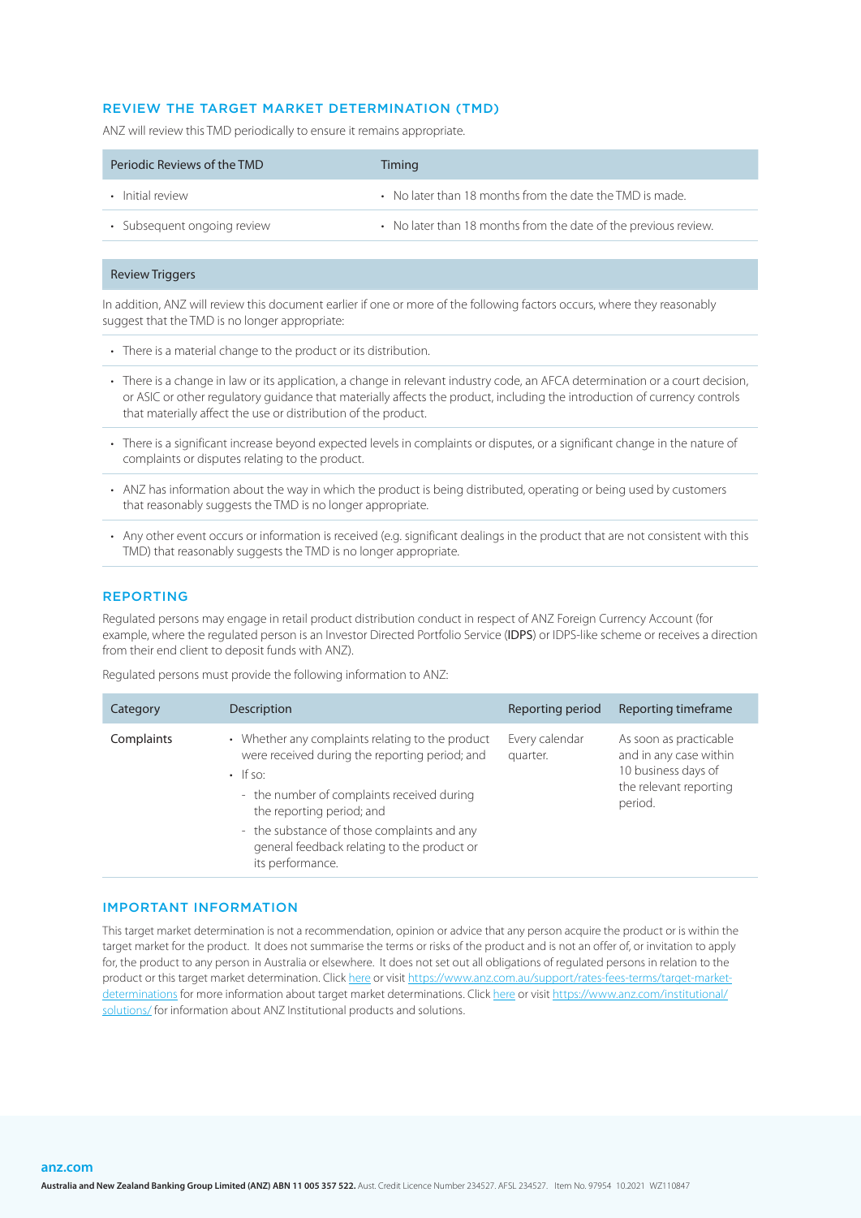## REVIEW THE TARGET MARKET DETERMINATION (TMD)

ANZ will review this TMD periodically to ensure it remains appropriate.

| Periodic Reviews of the TMD | Timing |
| --- | --- |
| • Initial review | • No later than 18 months from the date the TMD is made. |
| • Subsequent ongoing review | • No later than 18 months from the date of the previous review. |

| Review Triggers |
| --- |
| In addition, ANZ will review this document earlier if one or more of the following factors occurs, where they reasonably suggest that the TMD is no longer appropriate: |
| • There is a material change to the product or its distribution. |
| • There is a change in law or its application, a change in relevant industry code, an AFCA determination or a court decision, or ASIC or other regulatory guidance that materially affects the product, including the introduction of currency controls that materially affect the use or distribution of the product. |
| • There is a significant increase beyond expected levels in complaints or disputes, or a significant change in the nature of complaints or disputes relating to the product. |
| • ANZ has information about the way in which the product is being distributed, operating or being used by customers that reasonably suggests the TMD is no longer appropriate. |
| • Any other event occurs or information is received (e.g. significant dealings in the product that are not consistent with this TMD) that reasonably suggests the TMD is no longer appropriate. |

## REPORTING

Regulated persons may engage in retail product distribution conduct in respect of ANZ Foreign Currency Account (for example, where the regulated person is an Investor Directed Portfolio Service (**IDPS**) or IDPS-like scheme or receives a direction from their end client to deposit funds with ANZ).

Regulated persons must provide the following information to ANZ:

| Category | Description | Reporting period | Reporting timeframe |
| --- | --- | --- | --- |
| Complaints | • Whether any complaints relating to the product were received during the reporting period; and<br>• If so:<br>- the number of complaints received during the reporting period; and<br>- the substance of those complaints and any general feedback relating to the product or its performance. | Every calendar quarter. | As soon as practicable and in any case within 10 business days of the relevant reporting period. |

## IMPORTANT INFORMATION

This target market determination is not a recommendation, opinion or advice that any person acquire the product or is within the target market for the product. It does not summarise the terms or risks of the product and is not an offer of, or invitation to apply for, the product to any person in Australia or elsewhere. It does not set out all obligations of regulated persons in relation to the product or this target market determination. Click here or visit https://www.anz.com.au/support/rates-fees-terms/target-market-determinations for more information about target market determinations. Click here or visit https://www.anz.com/institutional/solutions/ for information about ANZ Institutional products and solutions.

**anz.com**

**Australia and New Zealand Banking Group Limited (ANZ) ABN 11 005 357 522.** Aust. Credit Licence Number 234527. AFSL 234527. Item No. 97954 10.2021 WZ110847